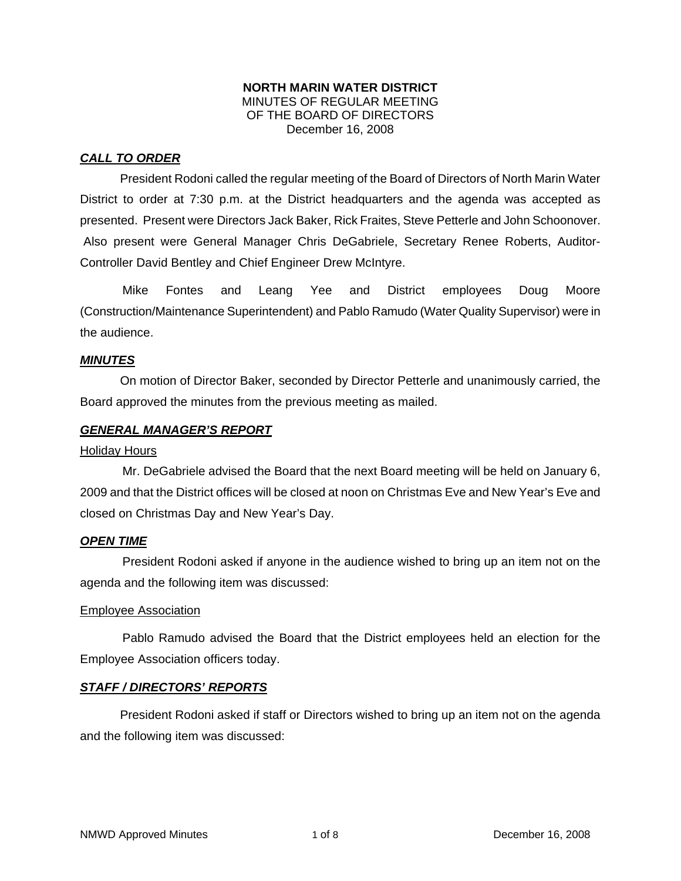**NORTH MARIN WATER DISTRICT**
MINUTES OF REGULAR MEETING
OF THE BOARD OF DIRECTORS
December 16, 2008

***CALL TO ORDER***

President Rodoni called the regular meeting of the Board of Directors of North Marin Water District to order at 7:30 p.m. at the District headquarters and the agenda was accepted as presented. Present were Directors Jack Baker, Rick Fraites, Steve Petterle and John Schoonover. Also present were General Manager Chris DeGabriele, Secretary Renee Roberts, Auditor-Controller David Bentley and Chief Engineer Drew McIntyre.

Mike Fontes and Leang Yee and District employees Doug Moore (Construction/Maintenance Superintendent) and Pablo Ramudo (Water Quality Supervisor) were in the audience.

***MINUTES***

On motion of Director Baker, seconded by Director Petterle and unanimously carried, the Board approved the minutes from the previous meeting as mailed.

***GENERAL MANAGER'S REPORT***

Holiday Hours

Mr. DeGabriele advised the Board that the next Board meeting will be held on January 6, 2009 and that the District offices will be closed at noon on Christmas Eve and New Year's Eve and closed on Christmas Day and New Year's Day.

***OPEN TIME***

President Rodoni asked if anyone in the audience wished to bring up an item not on the agenda and the following item was discussed:

Employee Association

Pablo Ramudo advised the Board that the District employees held an election for the Employee Association officers today.

***STAFF / DIRECTORS' REPORTS***

President Rodoni asked if staff or Directors wished to bring up an item not on the agenda and the following item was discussed: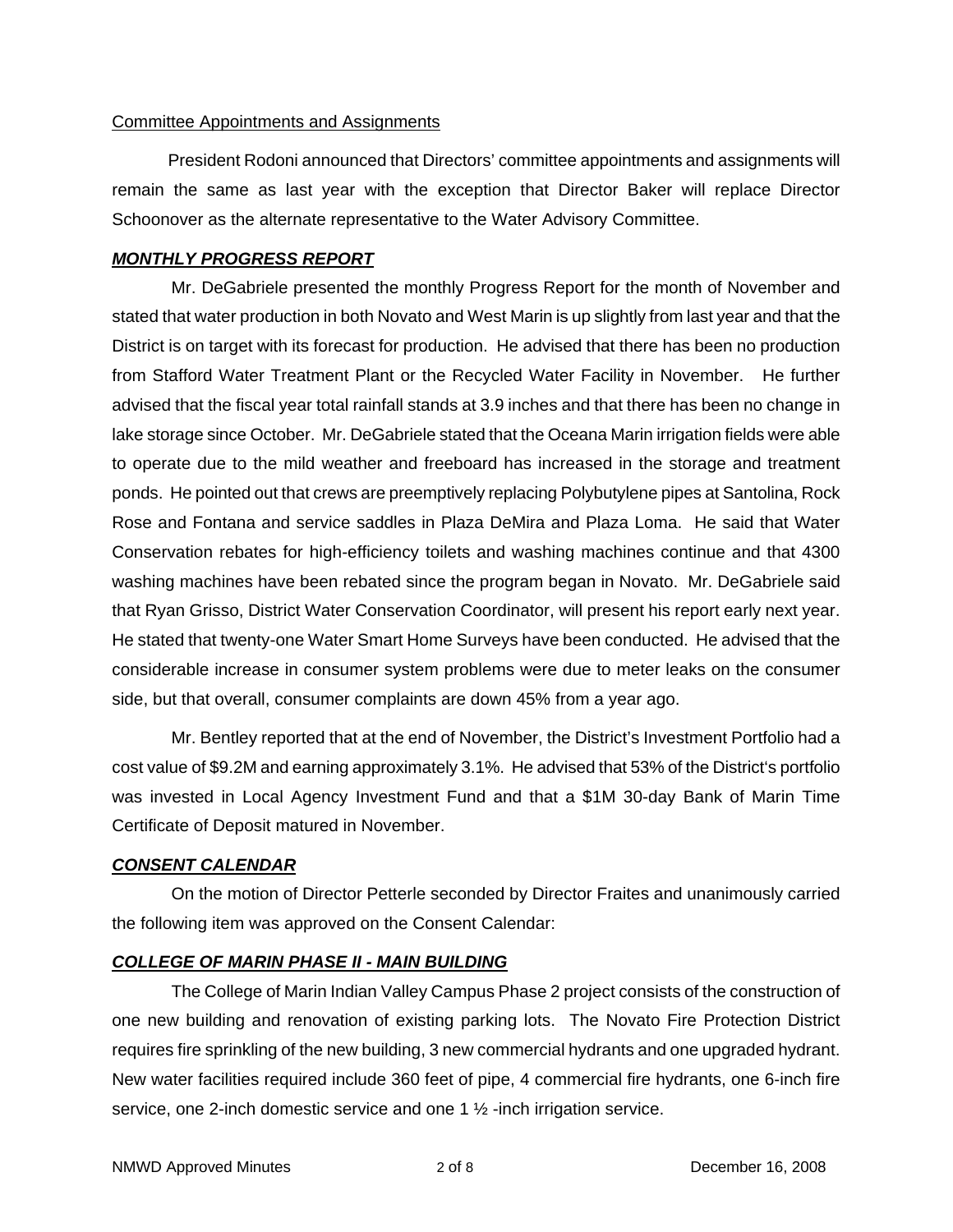Committee Appointments and Assignments

President Rodoni announced that Directors' committee appointments and assignments will remain the same as last year with the exception that Director Baker will replace Director Schoonover as the alternate representative to the Water Advisory Committee.

## ***MONTHLY PROGRESS REPORT***

Mr. DeGabriele presented the monthly Progress Report for the month of November and stated that water production in both Novato and West Marin is up slightly from last year and that the District is on target with its forecast for production. He advised that there has been no production from Stafford Water Treatment Plant or the Recycled Water Facility in November. He further advised that the fiscal year total rainfall stands at 3.9 inches and that there has been no change in lake storage since October. Mr. DeGabriele stated that the Oceana Marin irrigation fields were able to operate due to the mild weather and freeboard has increased in the storage and treatment ponds. He pointed out that crews are preemptively replacing Polybutylene pipes at Santolina, Rock Rose and Fontana and service saddles in Plaza DeMira and Plaza Loma. He said that Water Conservation rebates for high-efficiency toilets and washing machines continue and that 4300 washing machines have been rebated since the program began in Novato. Mr. DeGabriele said that Ryan Grisso, District Water Conservation Coordinator, will present his report early next year. He stated that twenty-one Water Smart Home Surveys have been conducted. He advised that the considerable increase in consumer system problems were due to meter leaks on the consumer side, but that overall, consumer complaints are down 45% from a year ago.

Mr. Bentley reported that at the end of November, the District's Investment Portfolio had a cost value of $9.2M and earning approximately 3.1%. He advised that 53% of the District's portfolio was invested in Local Agency Investment Fund and that a $1M 30-day Bank of Marin Time Certificate of Deposit matured in November.

## ***CONSENT CALENDAR***

On the motion of Director Petterle seconded by Director Fraites and unanimously carried the following item was approved on the Consent Calendar:

## ***COLLEGE OF MARIN PHASE II - MAIN BUILDING***

The College of Marin Indian Valley Campus Phase 2 project consists of the construction of one new building and renovation of existing parking lots. The Novato Fire Protection District requires fire sprinkling of the new building, 3 new commercial hydrants and one upgraded hydrant. New water facilities required include 360 feet of pipe, 4 commercial fire hydrants, one 6-inch fire service, one 2-inch domestic service and one 1 ½ -inch irrigation service.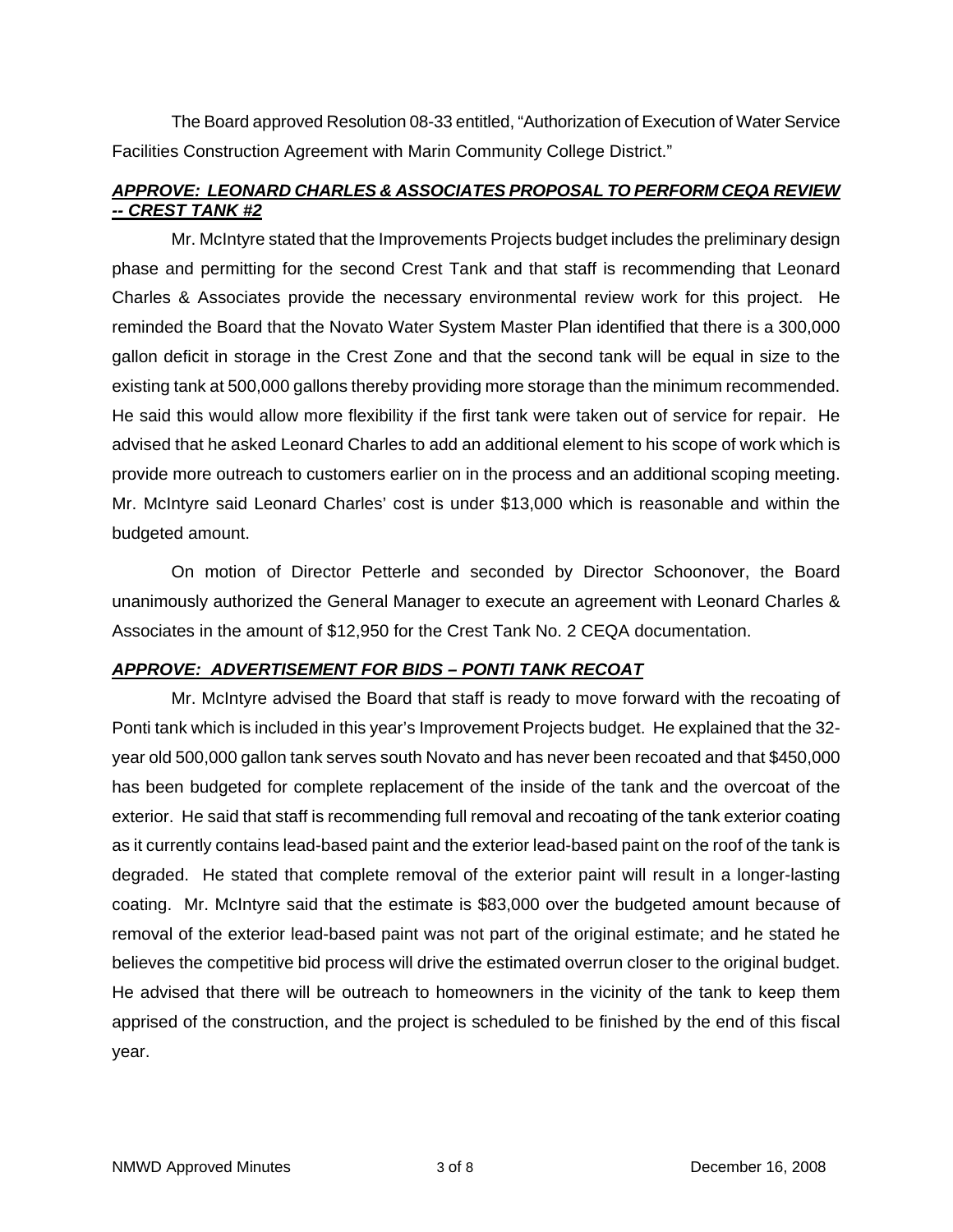The Board approved Resolution 08-33 entitled, "Authorization of Execution of Water Service Facilities Construction Agreement with Marin Community College District."

***APPROVE: LEONARD CHARLES & ASSOCIATES PROPOSAL TO PERFORM CEQA REVIEW -- CREST TANK #2***

Mr. McIntyre stated that the Improvements Projects budget includes the preliminary design phase and permitting for the second Crest Tank and that staff is recommending that Leonard Charles & Associates provide the necessary environmental review work for this project. He reminded the Board that the Novato Water System Master Plan identified that there is a 300,000 gallon deficit in storage in the Crest Zone and that the second tank will be equal in size to the existing tank at 500,000 gallons thereby providing more storage than the minimum recommended. He said this would allow more flexibility if the first tank were taken out of service for repair. He advised that he asked Leonard Charles to add an additional element to his scope of work which is provide more outreach to customers earlier on in the process and an additional scoping meeting. Mr. McIntyre said Leonard Charles' cost is under $13,000 which is reasonable and within the budgeted amount.

On motion of Director Petterle and seconded by Director Schoonover, the Board unanimously authorized the General Manager to execute an agreement with Leonard Charles & Associates in the amount of $12,950 for the Crest Tank No. 2 CEQA documentation.

***APPROVE: ADVERTISEMENT FOR BIDS – PONTI TANK RECOAT***

Mr. McIntyre advised the Board that staff is ready to move forward with the recoating of Ponti tank which is included in this year's Improvement Projects budget. He explained that the 32-year old 500,000 gallon tank serves south Novato and has never been recoated and that $450,000 has been budgeted for complete replacement of the inside of the tank and the overcoat of the exterior. He said that staff is recommending full removal and recoating of the tank exterior coating as it currently contains lead-based paint and the exterior lead-based paint on the roof of the tank is degraded. He stated that complete removal of the exterior paint will result in a longer-lasting coating. Mr. McIntyre said that the estimate is $83,000 over the budgeted amount because of removal of the exterior lead-based paint was not part of the original estimate; and he stated he believes the competitive bid process will drive the estimated overrun closer to the original budget. He advised that there will be outreach to homeowners in the vicinity of the tank to keep them apprised of the construction, and the project is scheduled to be finished by the end of this fiscal year.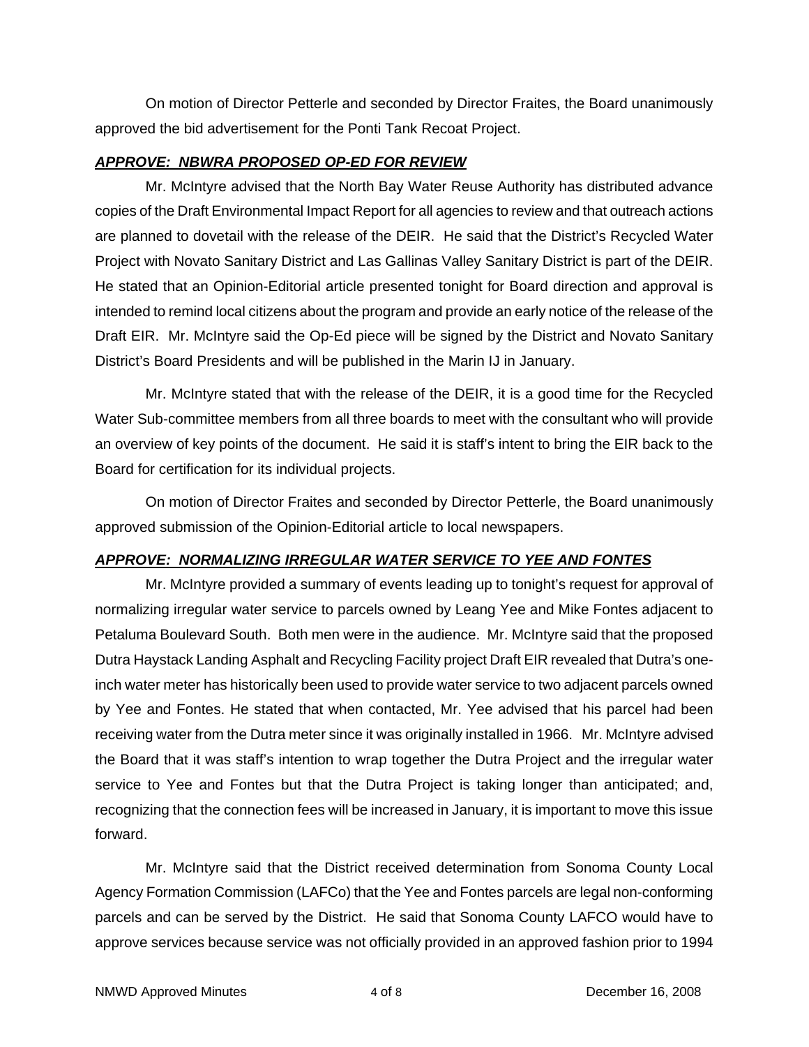On motion of Director Petterle and seconded by Director Fraites, the Board unanimously approved the bid advertisement for the Ponti Tank Recoat Project.

***APPROVE: NBWRA PROPOSED OP-ED FOR REVIEW***

Mr. McIntyre advised that the North Bay Water Reuse Authority has distributed advance copies of the Draft Environmental Impact Report for all agencies to review and that outreach actions are planned to dovetail with the release of the DEIR. He said that the District's Recycled Water Project with Novato Sanitary District and Las Gallinas Valley Sanitary District is part of the DEIR. He stated that an Opinion-Editorial article presented tonight for Board direction and approval is intended to remind local citizens about the program and provide an early notice of the release of the Draft EIR. Mr. McIntyre said the Op-Ed piece will be signed by the District and Novato Sanitary District's Board Presidents and will be published in the Marin IJ in January.

Mr. McIntyre stated that with the release of the DEIR, it is a good time for the Recycled Water Sub-committee members from all three boards to meet with the consultant who will provide an overview of key points of the document. He said it is staff's intent to bring the EIR back to the Board for certification for its individual projects.

On motion of Director Fraites and seconded by Director Petterle, the Board unanimously approved submission of the Opinion-Editorial article to local newspapers.

***APPROVE: NORMALIZING IRREGULAR WATER SERVICE TO YEE AND FONTES***

Mr. McIntyre provided a summary of events leading up to tonight's request for approval of normalizing irregular water service to parcels owned by Leang Yee and Mike Fontes adjacent to Petaluma Boulevard South. Both men were in the audience. Mr. McIntyre said that the proposed Dutra Haystack Landing Asphalt and Recycling Facility project Draft EIR revealed that Dutra's one-inch water meter has historically been used to provide water service to two adjacent parcels owned by Yee and Fontes. He stated that when contacted, Mr. Yee advised that his parcel had been receiving water from the Dutra meter since it was originally installed in 1966. Mr. McIntyre advised the Board that it was staff's intention to wrap together the Dutra Project and the irregular water service to Yee and Fontes but that the Dutra Project is taking longer than anticipated; and, recognizing that the connection fees will be increased in January, it is important to move this issue forward.

Mr. McIntyre said that the District received determination from Sonoma County Local Agency Formation Commission (LAFCo) that the Yee and Fontes parcels are legal non-conforming parcels and can be served by the District. He said that Sonoma County LAFCO would have to approve services because service was not officially provided in an approved fashion prior to 1994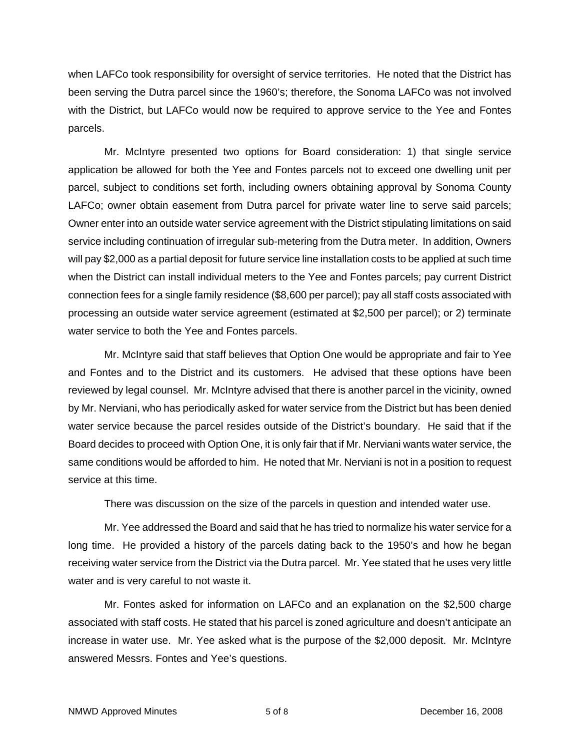when LAFCo took responsibility for oversight of service territories. He noted that the District has been serving the Dutra parcel since the 1960's; therefore, the Sonoma LAFCo was not involved with the District, but LAFCo would now be required to approve service to the Yee and Fontes parcels.

Mr. McIntyre presented two options for Board consideration: 1) that single service application be allowed for both the Yee and Fontes parcels not to exceed one dwelling unit per parcel, subject to conditions set forth, including owners obtaining approval by Sonoma County LAFCo; owner obtain easement from Dutra parcel for private water line to serve said parcels; Owner enter into an outside water service agreement with the District stipulating limitations on said service including continuation of irregular sub-metering from the Dutra meter. In addition, Owners will pay $2,000 as a partial deposit for future service line installation costs to be applied at such time when the District can install individual meters to the Yee and Fontes parcels; pay current District connection fees for a single family residence ($8,600 per parcel); pay all staff costs associated with processing an outside water service agreement (estimated at $2,500 per parcel); or 2) terminate water service to both the Yee and Fontes parcels.

Mr. McIntyre said that staff believes that Option One would be appropriate and fair to Yee and Fontes and to the District and its customers. He advised that these options have been reviewed by legal counsel. Mr. McIntyre advised that there is another parcel in the vicinity, owned by Mr. Nerviani, who has periodically asked for water service from the District but has been denied water service because the parcel resides outside of the District's boundary. He said that if the Board decides to proceed with Option One, it is only fair that if Mr. Nerviani wants water service, the same conditions would be afforded to him. He noted that Mr. Nerviani is not in a position to request service at this time.

There was discussion on the size of the parcels in question and intended water use.

Mr. Yee addressed the Board and said that he has tried to normalize his water service for a long time. He provided a history of the parcels dating back to the 1950's and how he began receiving water service from the District via the Dutra parcel. Mr. Yee stated that he uses very little water and is very careful to not waste it.

Mr. Fontes asked for information on LAFCo and an explanation on the $2,500 charge associated with staff costs. He stated that his parcel is zoned agriculture and doesn't anticipate an increase in water use. Mr. Yee asked what is the purpose of the $2,000 deposit. Mr. McIntyre answered Messrs. Fontes and Yee's questions.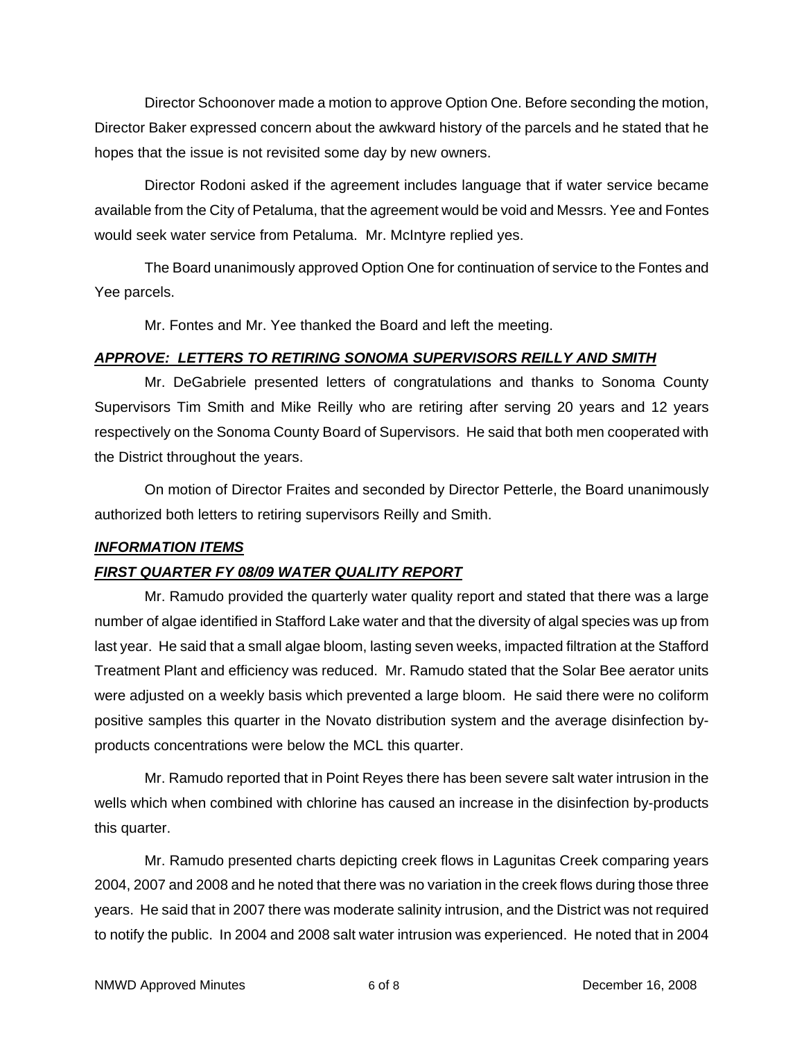Director Schoonover made a motion to approve Option One. Before seconding the motion, Director Baker expressed concern about the awkward history of the parcels and he stated that he hopes that the issue is not revisited some day by new owners.

Director Rodoni asked if the agreement includes language that if water service became available from the City of Petaluma, that the agreement would be void and Messrs. Yee and Fontes would seek water service from Petaluma. Mr. McIntyre replied yes.

The Board unanimously approved Option One for continuation of service to the Fontes and Yee parcels.

Mr. Fontes and Mr. Yee thanked the Board and left the meeting.

***APPROVE: LETTERS TO RETIRING SONOMA SUPERVISORS REILLY AND SMITH***

Mr. DeGabriele presented letters of congratulations and thanks to Sonoma County Supervisors Tim Smith and Mike Reilly who are retiring after serving 20 years and 12 years respectively on the Sonoma County Board of Supervisors. He said that both men cooperated with the District throughout the years.

On motion of Director Fraites and seconded by Director Petterle, the Board unanimously authorized both letters to retiring supervisors Reilly and Smith.

***INFORMATION ITEMS***

***FIRST QUARTER FY 08/09 WATER QUALITY REPORT***

Mr. Ramudo provided the quarterly water quality report and stated that there was a large number of algae identified in Stafford Lake water and that the diversity of algal species was up from last year. He said that a small algae bloom, lasting seven weeks, impacted filtration at the Stafford Treatment Plant and efficiency was reduced. Mr. Ramudo stated that the Solar Bee aerator units were adjusted on a weekly basis which prevented a large bloom. He said there were no coliform positive samples this quarter in the Novato distribution system and the average disinfection by-products concentrations were below the MCL this quarter.

Mr. Ramudo reported that in Point Reyes there has been severe salt water intrusion in the wells which when combined with chlorine has caused an increase in the disinfection by-products this quarter.

Mr. Ramudo presented charts depicting creek flows in Lagunitas Creek comparing years 2004, 2007 and 2008 and he noted that there was no variation in the creek flows during those three years. He said that in 2007 there was moderate salinity intrusion, and the District was not required to notify the public. In 2004 and 2008 salt water intrusion was experienced. He noted that in 2004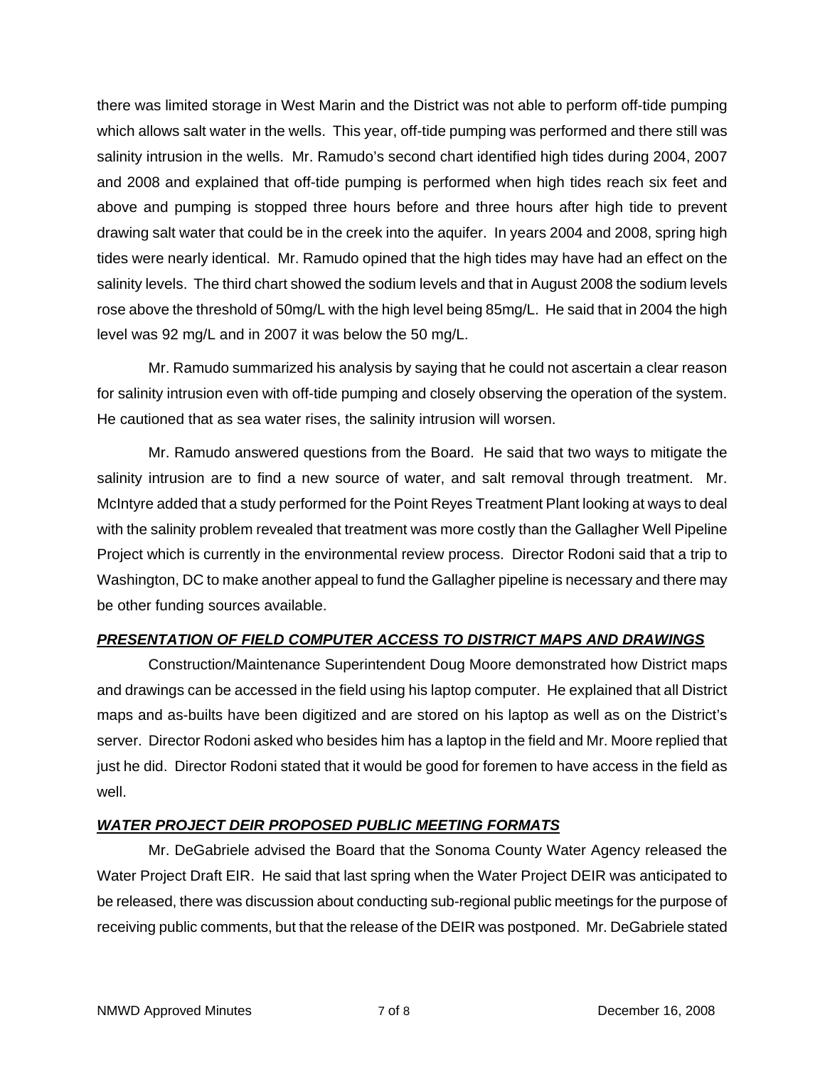there was limited storage in West Marin and the District was not able to perform off-tide pumping which allows salt water in the wells. This year, off-tide pumping was performed and there still was salinity intrusion in the wells. Mr. Ramudo's second chart identified high tides during 2004, 2007 and 2008 and explained that off-tide pumping is performed when high tides reach six feet and above and pumping is stopped three hours before and three hours after high tide to prevent drawing salt water that could be in the creek into the aquifer. In years 2004 and 2008, spring high tides were nearly identical. Mr. Ramudo opined that the high tides may have had an effect on the salinity levels. The third chart showed the sodium levels and that in August 2008 the sodium levels rose above the threshold of 50mg/L with the high level being 85mg/L. He said that in 2004 the high level was 92 mg/L and in 2007 it was below the 50 mg/L.

Mr. Ramudo summarized his analysis by saying that he could not ascertain a clear reason for salinity intrusion even with off-tide pumping and closely observing the operation of the system. He cautioned that as sea water rises, the salinity intrusion will worsen.

Mr. Ramudo answered questions from the Board. He said that two ways to mitigate the salinity intrusion are to find a new source of water, and salt removal through treatment. Mr. McIntyre added that a study performed for the Point Reyes Treatment Plant looking at ways to deal with the salinity problem revealed that treatment was more costly than the Gallagher Well Pipeline Project which is currently in the environmental review process. Director Rodoni said that a trip to Washington, DC to make another appeal to fund the Gallagher pipeline is necessary and there may be other funding sources available.

***PRESENTATION OF FIELD COMPUTER ACCESS TO DISTRICT MAPS AND DRAWINGS***

Construction/Maintenance Superintendent Doug Moore demonstrated how District maps and drawings can be accessed in the field using his laptop computer. He explained that all District maps and as-builts have been digitized and are stored on his laptop as well as on the District's server. Director Rodoni asked who besides him has a laptop in the field and Mr. Moore replied that just he did. Director Rodoni stated that it would be good for foremen to have access in the field as well.

***WATER PROJECT DEIR PROPOSED PUBLIC MEETING FORMATS***

Mr. DeGabriele advised the Board that the Sonoma County Water Agency released the Water Project Draft EIR. He said that last spring when the Water Project DEIR was anticipated to be released, there was discussion about conducting sub-regional public meetings for the purpose of receiving public comments, but that the release of the DEIR was postponed. Mr. DeGabriele stated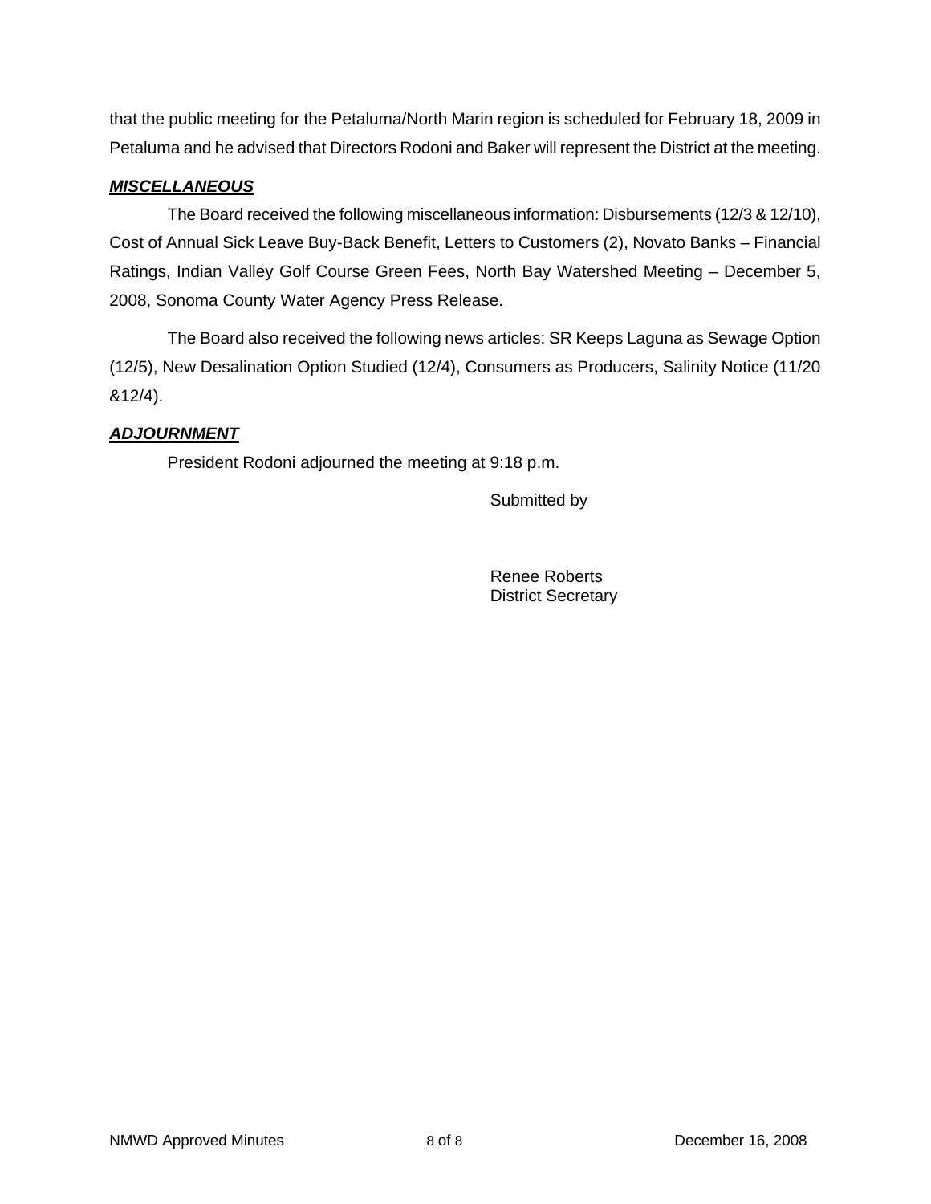that the public meeting for the Petaluma/North Marin region is scheduled for February 18, 2009 in Petaluma and he advised that Directors Rodoni and Baker will represent the District at the meeting.

***MISCELLANEOUS***

The Board received the following miscellaneous information: Disbursements (12/3 & 12/10), Cost of Annual Sick Leave Buy-Back Benefit, Letters to Customers (2), Novato Banks – Financial Ratings, Indian Valley Golf Course Green Fees, North Bay Watershed Meeting – December 5, 2008, Sonoma County Water Agency Press Release.

The Board also received the following news articles: SR Keeps Laguna as Sewage Option (12/5), New Desalination Option Studied (12/4), Consumers as Producers, Salinity Notice (11/20 &12/4).

***ADJOURNMENT***

President Rodoni adjourned the meeting at 9:18 p.m.

Submitted by

Renee Roberts
District Secretary